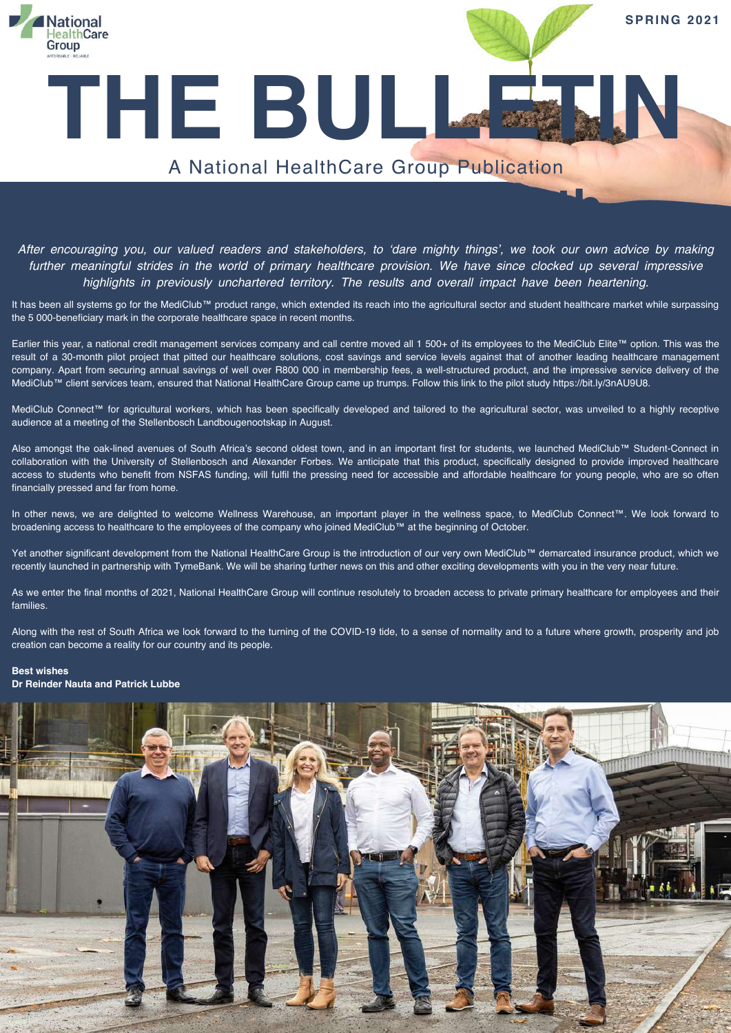SPRING 2021

# THE BULLETIN

A National HealthCare Group Publication

*After encouraging you, our valued readers and stakeholders, to 'dare mighty things', we took our own advice by making further meaningful strides in the world of primary healthcare provision. We have since clocked up several impressive highlights in previously unchartered territory. The results and overall impact have been heartening.*

It has been all systems go for the MediClub™ product range, which extended its reach into the agricultural sector and student healthcare market while surpassing the 5 000-beneficiary mark in the corporate healthcare space in recent months.

Earlier this year, a national credit management services company and call centre moved all 1 500+ of its employees to the MediClub Elite™ option. This was the result of a 30-month pilot project that pitted our healthcare solutions, cost savings and service levels against that of another leading healthcare management company. Apart from securing annual savings of well over R800 000 in membership fees, a well-structured product, and the impressive service delivery of the MediClub™ client services team, ensured that National HealthCare Group came up trumps. Follow this link to the pilot study https://bit.ly/3nAU9U8.

MediClub Connect™ for agricultural workers, which has been specifically developed and tailored to the agricultural sector, was unveiled to a highly receptive audience at a meeting of the Stellenbosch Landbougenootskap in August.

Also amongst the oak-lined avenues of South Africa's second oldest town, and in an important first for students, we launched MediClub™ Student-Connect in collaboration with the University of Stellenbosch and Alexander Forbes. We anticipate that this product, specifically designed to provide improved healthcare access to students who benefit from NSFAS funding, will fulfil the pressing need for accessible and affordable healthcare for young people, who are so often financially pressed and far from home.

In other news, we are delighted to welcome Wellness Warehouse, an important player in the wellness space, to MediClub Connect™. We look forward to broadening access to healthcare to the employees of the company who joined MediClub™ at the beginning of October.

Yet another significant development from the National HealthCare Group is the introduction of our very own MediClub™ demarcated insurance product, which we recently launched in partnership with TymeBank. We will be sharing further news on this and other exciting developments with you in the very near future.

As we enter the final months of 2021, National HealthCare Group will continue resolutely to broaden access to private primary healthcare for employees and their families.

Along with the rest of South Africa we look forward to the turning of the COVID-19 tide, to a sense of normality and to a future where growth, prosperity and job creation can become a reality for our country and its people.

**Best wishes**
**Dr Reinder Nauta and Patrick Lubbe**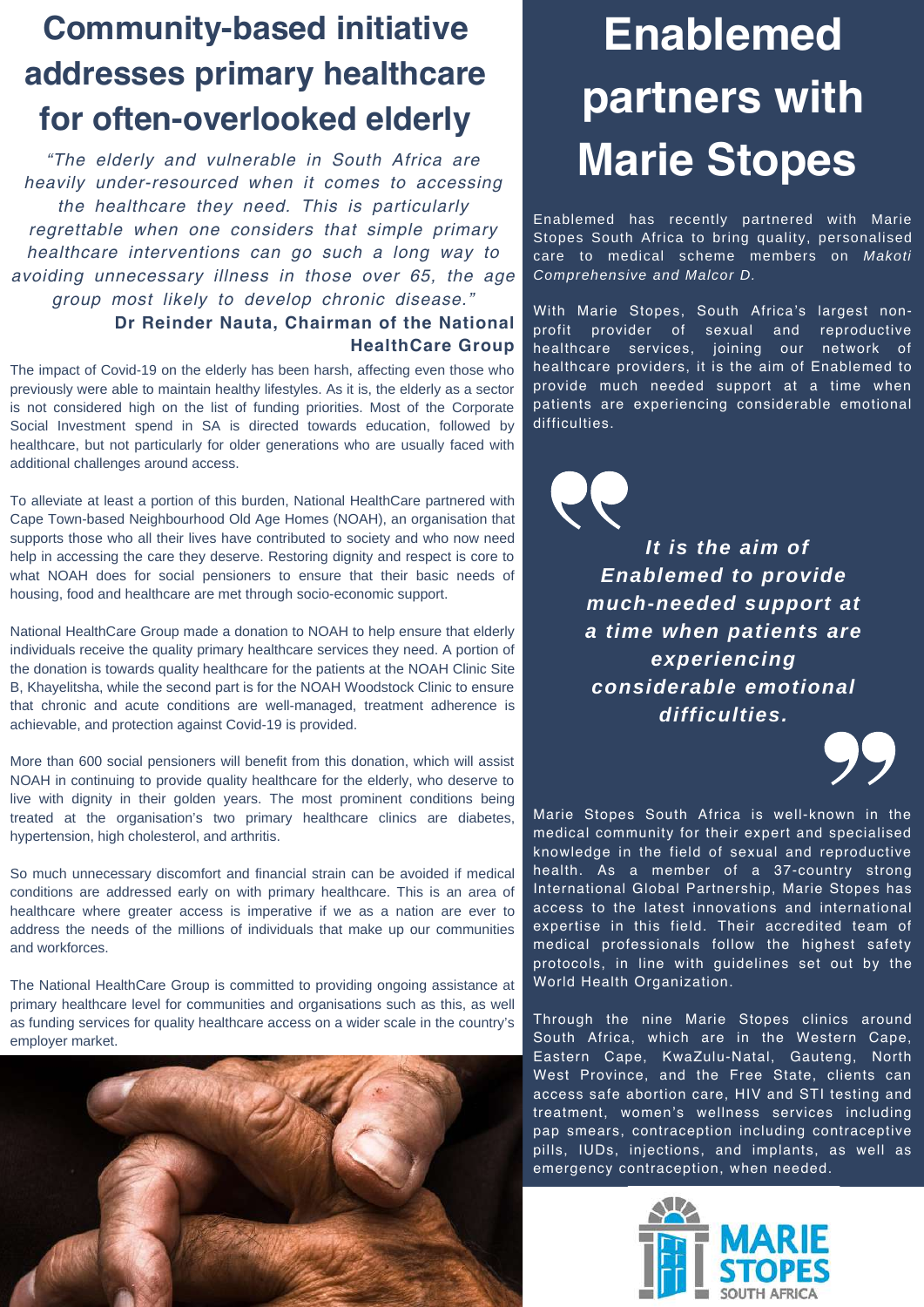# Community-based initiative addresses primary healthcare for often-overlooked elderly

*"The elderly and vulnerable in South Africa are heavily under-resourced when it comes to accessing the healthcare they need. This is particularly regrettable when one considers that simple primary healthcare interventions can go such a long way to avoiding unnecessary illness in those over 65, the age group most likely to develop chronic disease."*

**Dr Reinder Nauta, Chairman of the National HealthCare Group**

The impact of Covid-19 on the elderly has been harsh, affecting even those who previously were able to maintain healthy lifestyles. As it is, the elderly as a sector is not considered high on the list of funding priorities. Most of the Corporate Social Investment spend in SA is directed towards education, followed by healthcare, but not particularly for older generations who are usually faced with additional challenges around access.

To alleviate at least a portion of this burden, National HealthCare partnered with Cape Town-based Neighbourhood Old Age Homes (NOAH), an organisation that supports those who all their lives have contributed to society and who now need help in accessing the care they deserve. Restoring dignity and respect is core to what NOAH does for social pensioners to ensure that their basic needs of housing, food and healthcare are met through socio-economic support.

National HealthCare Group made a donation to NOAH to help ensure that elderly individuals receive the quality primary healthcare services they need. A portion of the donation is towards quality healthcare for the patients at the NOAH Clinic Site B, Khayelitsha, while the second part is for the NOAH Woodstock Clinic to ensure that chronic and acute conditions are well-managed, treatment adherence is achievable, and protection against Covid-19 is provided.

More than 600 social pensioners will benefit from this donation, which will assist NOAH in continuing to provide quality healthcare for the elderly, who deserve to live with dignity in their golden years. The most prominent conditions being treated at the organisation's two primary healthcare clinics are diabetes, hypertension, high cholesterol, and arthritis.

So much unnecessary discomfort and financial strain can be avoided if medical conditions are addressed early on with primary healthcare. This is an area of healthcare where greater access is imperative if we as a nation are ever to address the needs of the millions of individuals that make up our communities and workforces.

The National HealthCare Group is committed to providing ongoing assistance at primary healthcare level for communities and organisations such as this, as well as funding services for quality healthcare access on a wider scale in the country's employer market.

# Enablemed partners with Marie Stopes

Enablemed has recently partnered with Marie Stopes South Africa to bring quality, personalised care to medical scheme members on *Makoti Comprehensive and Malcor D.*

With Marie Stopes, South Africa's largest non-profit provider of sexual and reproductive healthcare services, joining our network of healthcare providers, it is the aim of Enablemed to provide much needed support at a time when patients are experiencing considerable emotional difficulties.

> ***It is the aim of Enablemed to provide much-needed support at a time when patients are experiencing considerable emotional difficulties.***

Marie Stopes South Africa is well-known in the medical community for their expert and specialised knowledge in the field of sexual and reproductive health. As a member of a 37-country strong International Global Partnership, Marie Stopes has access to the latest innovations and international expertise in this field. Their accredited team of medical professionals follow the highest safety protocols, in line with guidelines set out by the World Health Organization.

Through the nine Marie Stopes clinics around South Africa, which are in the Western Cape, Eastern Cape, KwaZulu-Natal, Gauteng, North West Province, and the Free State, clients can access safe abortion care, HIV and STI testing and treatment, women's wellness services including pap smears, contraception including contraceptive pills, IUDs, injections, and implants, as well as emergency contraception, when needed.

MARIE STOPES SOUTH AFRICA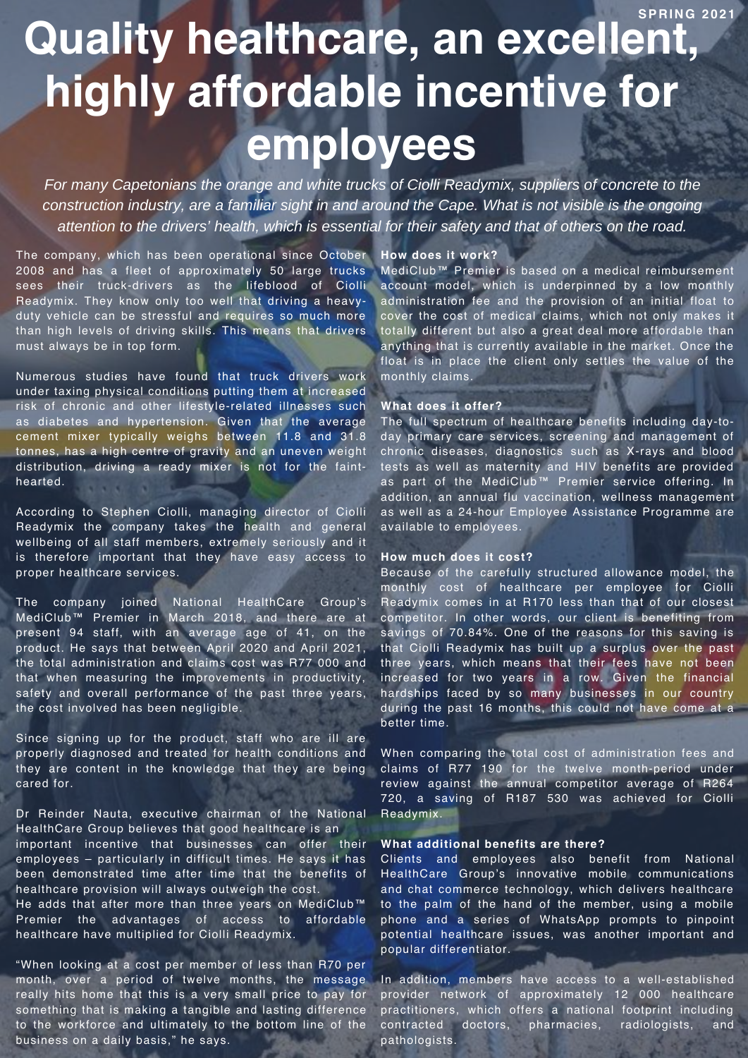# Quality healthcare, an excellent, highly affordable incentive for employees

*For many Capetonians the orange and white trucks of Ciolli Readymix, suppliers of concrete to the construction industry, are a familiar sight in and around the Cape. What is not visible is the ongoing attention to the drivers' health, which is essential for their safety and that of others on the road.*

The company, which has been operational since October 2008 and has a fleet of approximately 50 large trucks sees their truck-drivers as the lifeblood of Ciolli Readymix. They know only too well that driving a heavy-duty vehicle can be stressful and requires so much more than high levels of driving skills. This means that drivers must always be in top form.

Numerous studies have found that truck drivers work under taxing physical conditions putting them at increased risk of chronic and other lifestyle-related illnesses such as diabetes and hypertension. Given that the average cement mixer typically weighs between 11.8 and 31.8 tonnes, has a high centre of gravity and an uneven weight distribution, driving a ready mixer is not for the faint-hearted.

According to Stephen Ciolli, managing director of Ciolli Readymix the company takes the health and general wellbeing of all staff members, extremely seriously and it is therefore important that they have easy access to proper healthcare services.

The company joined National HealthCare Group's MediClub™ Premier in March 2018, and there are at present 94 staff, with an average age of 41, on the product. He says that between April 2020 and April 2021, the total administration and claims cost was R77 000 and that when measuring the improvements in productivity, safety and overall performance of the past three years, the cost involved has been negligible.

Since signing up for the product, staff who are ill are properly diagnosed and treated for health conditions and they are content in the knowledge that they are being cared for.

Dr Reinder Nauta, executive chairman of the National HealthCare Group believes that good healthcare is an important incentive that businesses can offer their employees – particularly in difficult times. He says it has been demonstrated time after time that the benefits of healthcare provision will always outweigh the cost.
He adds that after more than three years on MediClub™ Premier the advantages of access to affordable healthcare have multiplied for Ciolli Readymix.

"When looking at a cost per member of less than R70 per month, over a period of twelve months, the message really hits home that this is a very small price to pay for something that is making a tangible and lasting difference to the workforce and ultimately to the bottom line of the business on a daily basis," he says.

**How does it work?**
MediClub™ Premier is based on a medical reimbursement account model, which is underpinned by a low monthly administration fee and the provision of an initial float to cover the cost of medical claims, which not only makes it totally different but also a great deal more affordable than anything that is currently available in the market. Once the float is in place the client only settles the value of the monthly claims.

**What does it offer?**
The full spectrum of healthcare benefits including day-to-day primary care services, screening and management of chronic diseases, diagnostics such as X-rays and blood tests as well as maternity and HIV benefits are provided as part of the MediClub™ Premier service offering. In addition, an annual flu vaccination, wellness management as well as a 24-hour Employee Assistance Programme are available to employees.

**How much does it cost?**
Because of the carefully structured allowance model, the monthly cost of healthcare per employee for Ciolli Readymix comes in at R170 less than that of our closest competitor. In other words, our client is benefiting from savings of 70.84%. One of the reasons for this saving is that Ciolli Readymix has built up a surplus over the past three years, which means that their fees have not been increased for two years in a row. Given the financial hardships faced by so many businesses in our country during the past 16 months, this could not have come at a better time.

When comparing the total cost of administration fees and claims of R77 190 for the twelve month-period under review against the annual competitor average of R264 720, a saving of R187 530 was achieved for Ciolli Readymix.

**What additional benefits are there?**
Clients and employees also benefit from National HealthCare Group's innovative mobile communications and chat commerce technology, which delivers healthcare to the palm of the hand of the member, using a mobile phone and a series of WhatsApp prompts to pinpoint potential healthcare issues, was another important and popular differentiator.

In addition, members have access to a well-established provider network of approximately 12 000 healthcare practitioners, which offers a national footprint including contracted doctors, pharmacies, radiologists, and pathologists.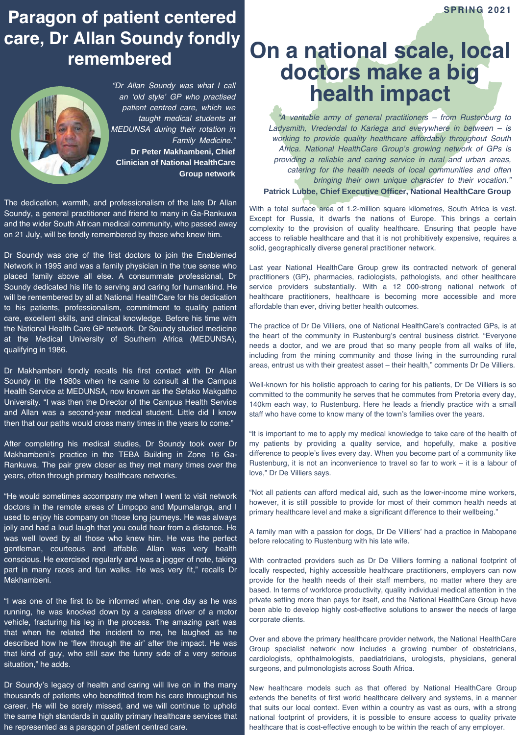# Paragon of patient centered care, Dr Allan Soundy fondly remembered

*"Dr Allan Soundy was what I call an 'old style' GP who practised patient centred care, which we taught medical students at MEDUNSA during their rotation in Family Medicine."*

**Dr Peter Makhambeni, Chief Clinician of National HealthCare Group network**

The dedication, warmth, and professionalism of the late Dr Allan Soundy, a general practitioner and friend to many in Ga-Rankuwa and the wider South African medical community, who passed away on 21 July, will be fondly remembered by those who knew him.

Dr Soundy was one of the first doctors to join the Enablemed Network in 1995 and was a family physician in the true sense who placed family above all else. A consummate professional, Dr Soundy dedicated his life to serving and caring for humankind. He will be remembered by all at National HealthCare for his dedication to his patients, professionalism, commitment to quality patient care, excellent skills, and clinical knowledge. Before his time with the National Health Care GP network, Dr Soundy studied medicine at the Medical University of Southern Africa (MEDUNSA), qualifying in 1986.

Dr Makhambeni fondly recalls his first contact with Dr Allan Soundy in the 1980s when he came to consult at the Campus Health Service at MEDUNSA, now known as the Sefako Makgatho University. "I was then the Director of the Campus Health Service and Allan was a second-year medical student. Little did I know then that our paths would cross many times in the years to come."

After completing his medical studies, Dr Soundy took over Dr Makhambeni's practice in the TEBA Building in Zone 16 Ga-Rankuwa. The pair grew closer as they met many times over the years, often through primary healthcare networks.

"He would sometimes accompany me when I went to visit network doctors in the remote areas of Limpopo and Mpumalanga, and I used to enjoy his company on those long journeys. He was always jolly and had a loud laugh that you could hear from a distance. He was well loved by all those who knew him. He was the perfect gentleman, courteous and affable. Allan was very health conscious. He exercised regularly and was a jogger of note, taking part in many races and fun walks. He was very fit," recalls Dr Makhambeni.

"I was one of the first to be informed when, one day as he was running, he was knocked down by a careless driver of a motor vehicle, fracturing his leg in the process. The amazing part was that when he related the incident to me, he laughed as he described how he 'flew through the air' after the impact. He was that kind of guy, who still saw the funny side of a very serious situation," he adds.

Dr Soundy's legacy of health and caring will live on in the many thousands of patients who benefitted from his care throughout his career. He will be sorely missed, and we will continue to uphold the same high standards in quality primary healthcare services that he represented as a paragon of patient centred care.

**SPRING 2021**

# On a national scale, local doctors make a big health impact

*"A veritable army of general practitioners – from Rustenburg to Ladysmith, Vredendal to Kariega and everywhere in between – is working to provide quality healthcare affordably throughout South Africa. National HealthCare Group's growing network of GPs is providing a reliable and caring service in rural and urban areas, catering for the health needs of local communities and often bringing their own unique character to their vocation."*

**Patrick Lubbe, Chief Executive Officer, National HealthCare Group**

With a total surface area of 1.2-million square kilometres, South Africa is vast. Except for Russia, it dwarfs the nations of Europe. This brings a certain complexity to the provision of quality healthcare. Ensuring that people have access to reliable healthcare and that it is not prohibitively expensive, requires a solid, geographically diverse general practitioner network.

Last year National HealthCare Group grew its contracted network of general practitioners (GP), pharmacies, radiologists, pathologists, and other healthcare service providers substantially. With a 12 000-strong national network of healthcare practitioners, healthcare is becoming more accessible and more affordable than ever, driving better health outcomes.

The practice of Dr De Villiers, one of National HealthCare's contracted GPs, is at the heart of the community in Rustenburg's central business district. "Everyone needs a doctor, and we are proud that so many people from all walks of life, including from the mining community and those living in the surrounding rural areas, entrust us with their greatest asset – their health," comments Dr De Villiers.

Well-known for his holistic approach to caring for his patients, Dr De Villiers is so committed to the community he serves that he commutes from Pretoria every day, 140km each way, to Rustenburg. Here he leads a friendly practice with a small staff who have come to know many of the town's families over the years.

"It is important to me to apply my medical knowledge to take care of the health of my patients by providing a quality service, and hopefully, make a positive difference to people's lives every day. When you become part of a community like Rustenburg, it is not an inconvenience to travel so far to work – it is a labour of love," Dr De Villiers says.

"Not all patients can afford medical aid, such as the lower-income mine workers, however, it is still possible to provide for most of their common health needs at primary healthcare level and make a significant difference to their wellbeing."

A family man with a passion for dogs, Dr De Villiers' had a practice in Mabopane before relocating to Rustenburg with his late wife.

With contracted providers such as Dr De Villiers forming a national footprint of locally respected, highly accessible healthcare practitioners, employers can now provide for the health needs of their staff members, no matter where they are based. In terms of workforce productivity, quality individual medical attention in the private setting more than pays for itself, and the National HealthCare Group have been able to develop highly cost-effective solutions to answer the needs of large corporate clients.

Over and above the primary healthcare provider network, the National HealthCare Group specialist network now includes a growing number of obstetricians, cardiologists, ophthalmologists, paediatricians, urologists, physicians, general surgeons, and pulmonologists across South Africa.

New healthcare models such as that offered by National HealthCare Group extends the benefits of first world healthcare delivery and systems, in a manner that suits our local context. Even within a country as vast as ours, with a strong national footprint of providers, it is possible to ensure access to quality private healthcare that is cost-effective enough to be within the reach of any employer.